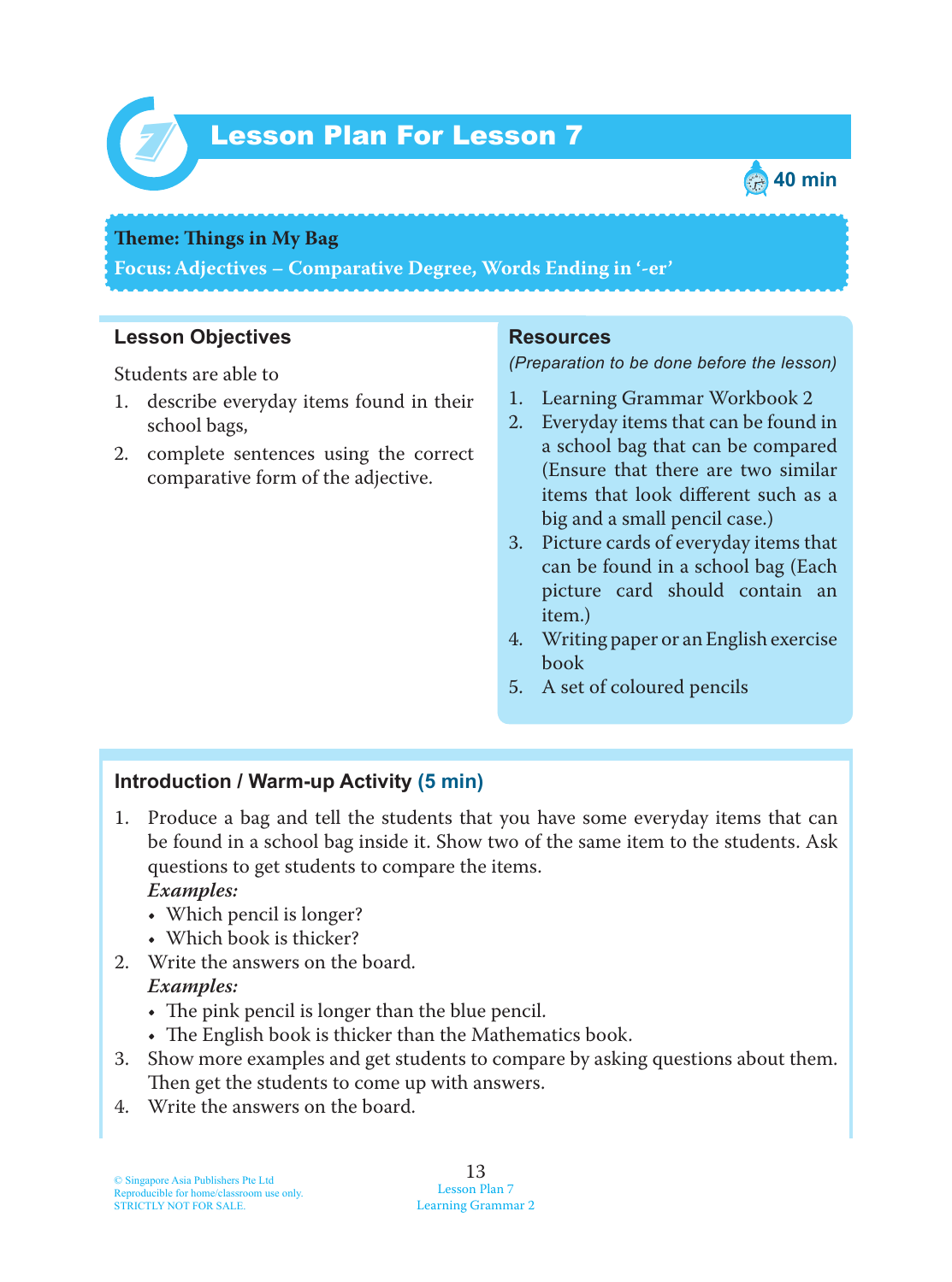# Lesson Plan For Lesson 7

40 min

**Theme: Things in My Bag**

**Focus: Adjectives – Comparative Degree, Words Ending in '-er'**

## Lesson Objectives

Students are able to

1. describe everyday items found in their school bags,
2. complete sentences using the correct comparative form of the adjective.

## Resources

*(Preparation to be done before the lesson)*

1. Learning Grammar Workbook 2
2. Everyday items that can be found in a school bag that can be compared (Ensure that there are two similar items that look different such as a big and a small pencil case.)
3. Picture cards of everyday items that can be found in a school bag (Each picture card should contain an item.)
4. Writing paper or an English exercise book
5. A set of coloured pencils

## Introduction / Warm-up Activity (5 min)

1. Produce a bag and tell the students that you have some everyday items that can be found in a school bag inside it. Show two of the same item to the students. Ask questions to get students to compare the items.
   ***Examples:***
   - Which pencil is longer?
   - Which book is thicker?
2. Write the answers on the board.
   ***Examples:***
   - The pink pencil is longer than the blue pencil.
   - The English book is thicker than the Mathematics book.
3. Show more examples and get students to compare by asking questions about them. Then get the students to come up with answers.
4. Write the answers on the board.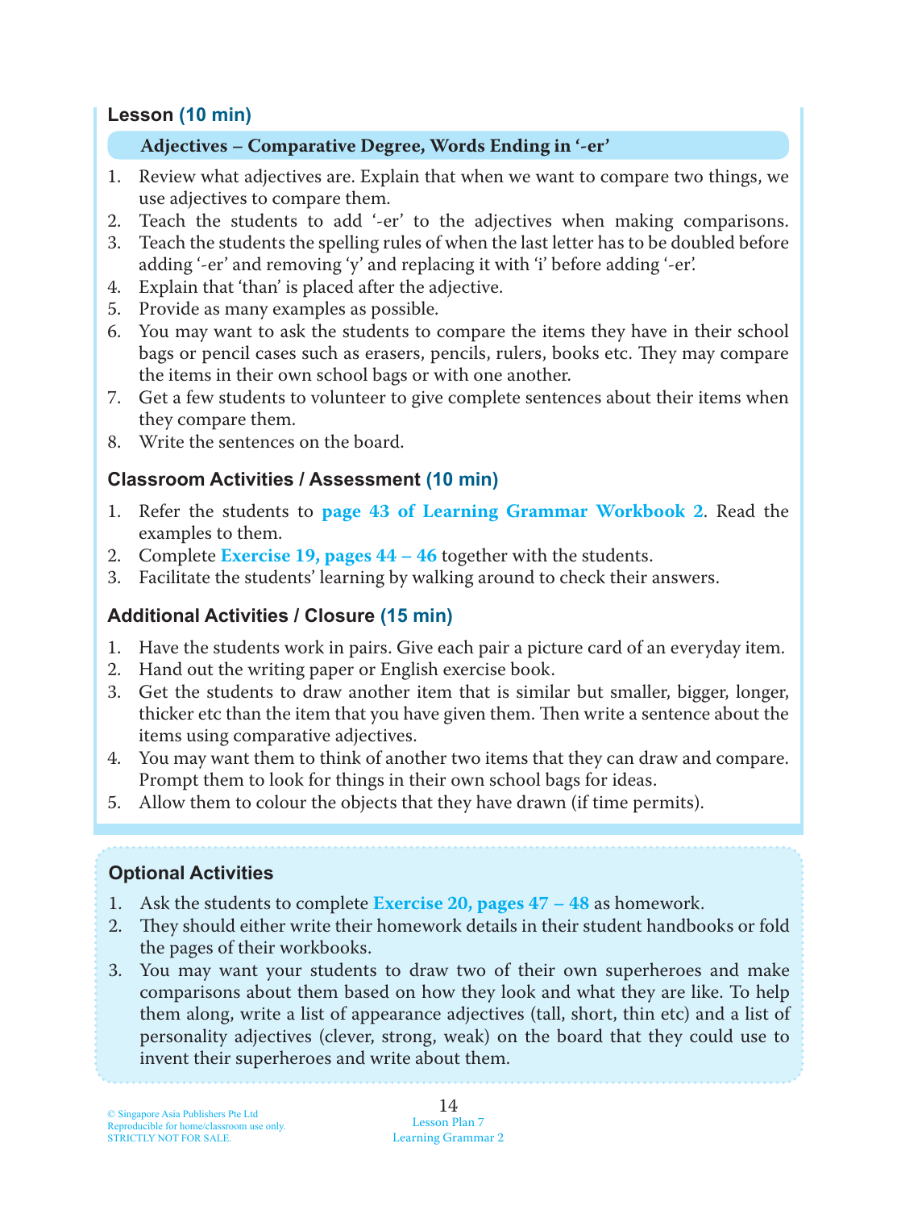## Lesson (10 min)

**Adjectives – Comparative Degree, Words Ending in '-er'**

1. Review what adjectives are. Explain that when we want to compare two things, we use adjectives to compare them.
2. Teach the students to add '-er' to the adjectives when making comparisons.
3. Teach the students the spelling rules of when the last letter has to be doubled before adding '-er' and removing 'y' and replacing it with 'i' before adding '-er'.
4. Explain that 'than' is placed after the adjective.
5. Provide as many examples as possible.
6. You may want to ask the students to compare the items they have in their school bags or pencil cases such as erasers, pencils, rulers, books etc. They may compare the items in their own school bags or with one another.
7. Get a few students to volunteer to give complete sentences about their items when they compare them.
8. Write the sentences on the board.

## Classroom Activities / Assessment (10 min)

1. Refer the students to **page 43 of Learning Grammar Workbook 2**. Read the examples to them.
2. Complete **Exercise 19, pages 44 – 46** together with the students.
3. Facilitate the students' learning by walking around to check their answers.

## Additional Activities / Closure (15 min)

1. Have the students work in pairs. Give each pair a picture card of an everyday item.
2. Hand out the writing paper or English exercise book.
3. Get the students to draw another item that is similar but smaller, bigger, longer, thicker etc than the item that you have given them. Then write a sentence about the items using comparative adjectives.
4. You may want them to think of another two items that they can draw and compare. Prompt them to look for things in their own school bags for ideas.
5. Allow them to colour the objects that they have drawn (if time permits).

## Optional Activities

1. Ask the students to complete **Exercise 20, pages 47 – 48** as homework.
2. They should either write their homework details in their student handbooks or fold the pages of their workbooks.
3. You may want your students to draw two of their own superheroes and make comparisons about them based on how they look and what they are like. To help them along, write a list of appearance adjectives (tall, short, thin etc) and a list of personality adjectives (clever, strong, weak) on the board that they could use to invent their superheroes and write about them.

© Singapore Asia Publishers Pte Ltd
Reproducible for home/classroom use only.
STRICTLY NOT FOR SALE.